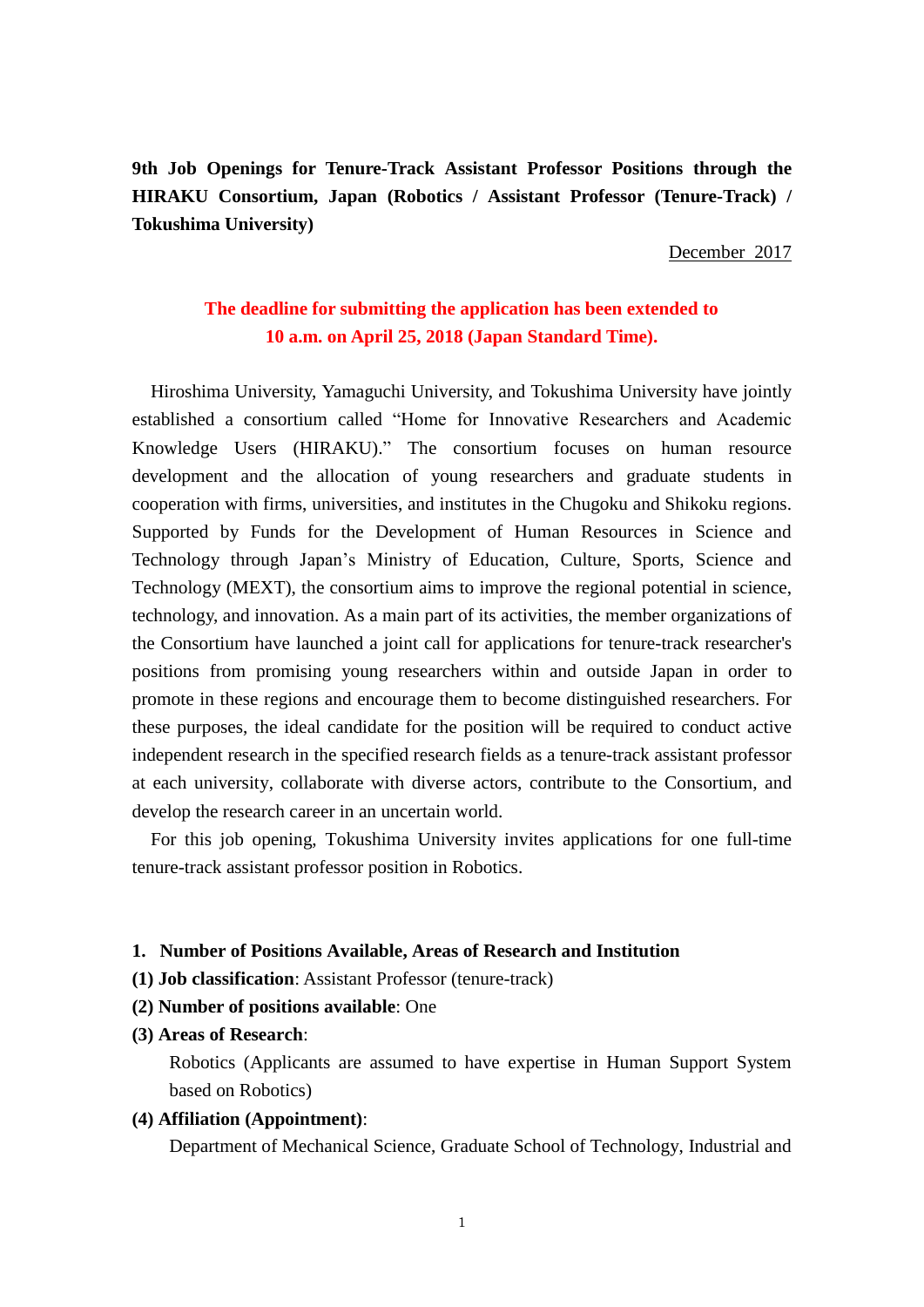**9th Job Openings for Tenure-Track Assistant Professor Positions through the HIRAKU Consortium, Japan (Robotics / Assistant Professor (Tenure-Track) / Tokushima University)**

December 2017

**The deadline for submitting the application has been extended to 10 a.m. on April 25, 2018 (Japan Standard Time).**

Hiroshima University, Yamaguchi University, and Tokushima University have jointly established a consortium called "Home for Innovative Researchers and Academic Knowledge Users (HIRAKU)." The consortium focuses on human resource development and the allocation of young researchers and graduate students in cooperation with firms, universities, and institutes in the Chugoku and Shikoku regions. Supported by Funds for the Development of Human Resources in Science and Technology through Japan's Ministry of Education, Culture, Sports, Science and Technology (MEXT), the consortium aims to improve the regional potential in science, technology, and innovation. As a main part of its activities, the member organizations of the Consortium have launched a joint call for applications for tenure-track researcher's positions from promising young researchers within and outside Japan in order to promote in these regions and encourage them to become distinguished researchers. For these purposes, the ideal candidate for the position will be required to conduct active independent research in the specified research fields as a tenure-track assistant professor at each university, collaborate with diverse actors, contribute to the Consortium, and develop the research career in an uncertain world.

For this job opening, Tokushima University invites applications for one full-time tenure-track assistant professor position in Robotics.

**1. Number of Positions Available, Areas of Research and Institution**

**(1) Job classification**: Assistant Professor (tenure-track)

**(2) Number of positions available**: One

**(3) Areas of Research**:

Robotics (Applicants are assumed to have expertise in Human Support System based on Robotics)

**(4) Affiliation (Appointment)**:

Department of Mechanical Science, Graduate School of Technology, Industrial and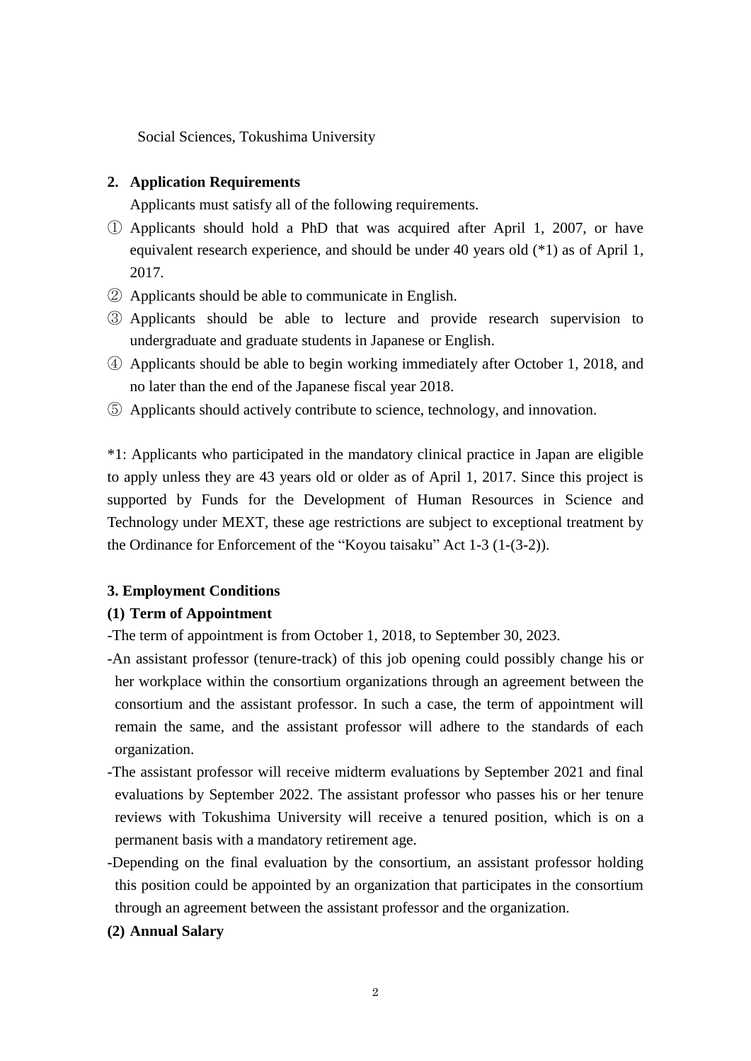Social Sciences, Tokushima University

## 2. Application Requirements

Applicants must satisfy all of the following requirements.

① Applicants should hold a PhD that was acquired after April 1, 2007, or have equivalent research experience, and should be under 40 years old (*1) as of April 1, 2017.

② Applicants should be able to communicate in English.

③ Applicants should be able to lecture and provide research supervision to undergraduate and graduate students in Japanese or English.

④ Applicants should be able to begin working immediately after October 1, 2018, and no later than the end of the Japanese fiscal year 2018.

⑤ Applicants should actively contribute to science, technology, and innovation.

*1: Applicants who participated in the mandatory clinical practice in Japan are eligible to apply unless they are 43 years old or older as of April 1, 2017. Since this project is supported by Funds for the Development of Human Resources in Science and Technology under MEXT, these age restrictions are subject to exceptional treatment by the Ordinance for Enforcement of the "Koyou taisaku" Act 1-3 (1-(3-2)).

## 3. Employment Conditions

### (1) Term of Appointment

- The term of appointment is from October 1, 2018, to September 30, 2023.
- An assistant professor (tenure-track) of this job opening could possibly change his or her workplace within the consortium organizations through an agreement between the consortium and the assistant professor. In such a case, the term of appointment will remain the same, and the assistant professor will adhere to the standards of each organization.
- The assistant professor will receive midterm evaluations by September 2021 and final evaluations by September 2022. The assistant professor who passes his or her tenure reviews with Tokushima University will receive a tenured position, which is on a permanent basis with a mandatory retirement age.
- Depending on the final evaluation by the consortium, an assistant professor holding this position could be appointed by an organization that participates in the consortium through an agreement between the assistant professor and the organization.

### (2) Annual Salary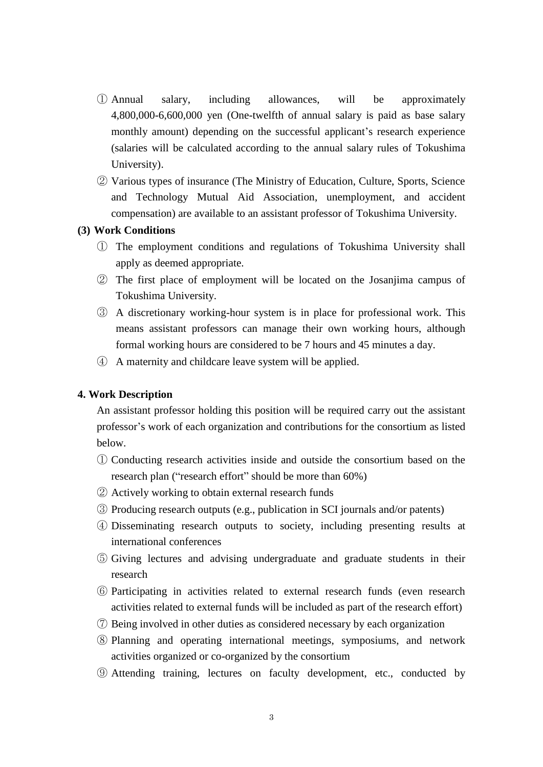① Annual salary, including allowances, will be approximately 4,800,000-6,600,000 yen (One-twelfth of annual salary is paid as base salary monthly amount) depending on the successful applicant's research experience (salaries will be calculated according to the annual salary rules of Tokushima University).

② Various types of insurance (The Ministry of Education, Culture, Sports, Science and Technology Mutual Aid Association, unemployment, and accident compensation) are available to an assistant professor of Tokushima University.

**(3) Work Conditions**

① The employment conditions and regulations of Tokushima University shall apply as deemed appropriate.

② The first place of employment will be located on the Josanjima campus of Tokushima University.

③ A discretionary working-hour system is in place for professional work. This means assistant professors can manage their own working hours, although formal working hours are considered to be 7 hours and 45 minutes a day.

④ A maternity and childcare leave system will be applied.

**4. Work Description**

An assistant professor holding this position will be required carry out the assistant professor's work of each organization and contributions for the consortium as listed below.

① Conducting research activities inside and outside the consortium based on the research plan ("research effort" should be more than 60%)

② Actively working to obtain external research funds

③ Producing research outputs (e.g., publication in SCI journals and/or patents)

④ Disseminating research outputs to society, including presenting results at international conferences

⑤ Giving lectures and advising undergraduate and graduate students in their research

⑥ Participating in activities related to external research funds (even research activities related to external funds will be included as part of the research effort)

⑦ Being involved in other duties as considered necessary by each organization

⑧ Planning and operating international meetings, symposiums, and network activities organized or co-organized by the consortium

⑨ Attending training, lectures on faculty development, etc., conducted by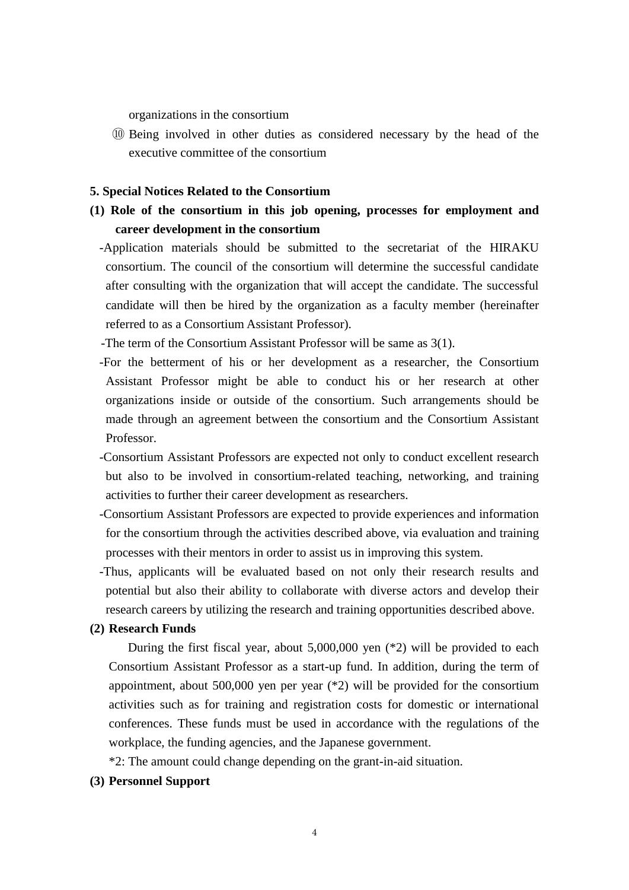organizations in the consortium

⑩ Being involved in other duties as considered necessary by the head of the executive committee of the consortium

**5. Special Notices Related to the Consortium**

**(1) Role of the consortium in this job opening, processes for employment and career development in the consortium**

-Application materials should be submitted to the secretariat of the HIRAKU consortium. The council of the consortium will determine the successful candidate after consulting with the organization that will accept the candidate. The successful candidate will then be hired by the organization as a faculty member (hereinafter referred to as a Consortium Assistant Professor).

-The term of the Consortium Assistant Professor will be same as 3(1).

-For the betterment of his or her development as a researcher, the Consortium Assistant Professor might be able to conduct his or her research at other organizations inside or outside of the consortium. Such arrangements should be made through an agreement between the consortium and the Consortium Assistant Professor.

-Consortium Assistant Professors are expected not only to conduct excellent research but also to be involved in consortium-related teaching, networking, and training activities to further their career development as researchers.

-Consortium Assistant Professors are expected to provide experiences and information for the consortium through the activities described above, via evaluation and training processes with their mentors in order to assist us in improving this system.

-Thus, applicants will be evaluated based on not only their research results and potential but also their ability to collaborate with diverse actors and develop their research careers by utilizing the research and training opportunities described above.

**(2) Research Funds**

During the first fiscal year, about 5,000,000 yen (*2) will be provided to each Consortium Assistant Professor as a start-up fund. In addition, during the term of appointment, about 500,000 yen per year (*2) will be provided for the consortium activities such as for training and registration costs for domestic or international conferences. These funds must be used in accordance with the regulations of the workplace, the funding agencies, and the Japanese government.

*2: The amount could change depending on the grant-in-aid situation.

**(3) Personnel Support**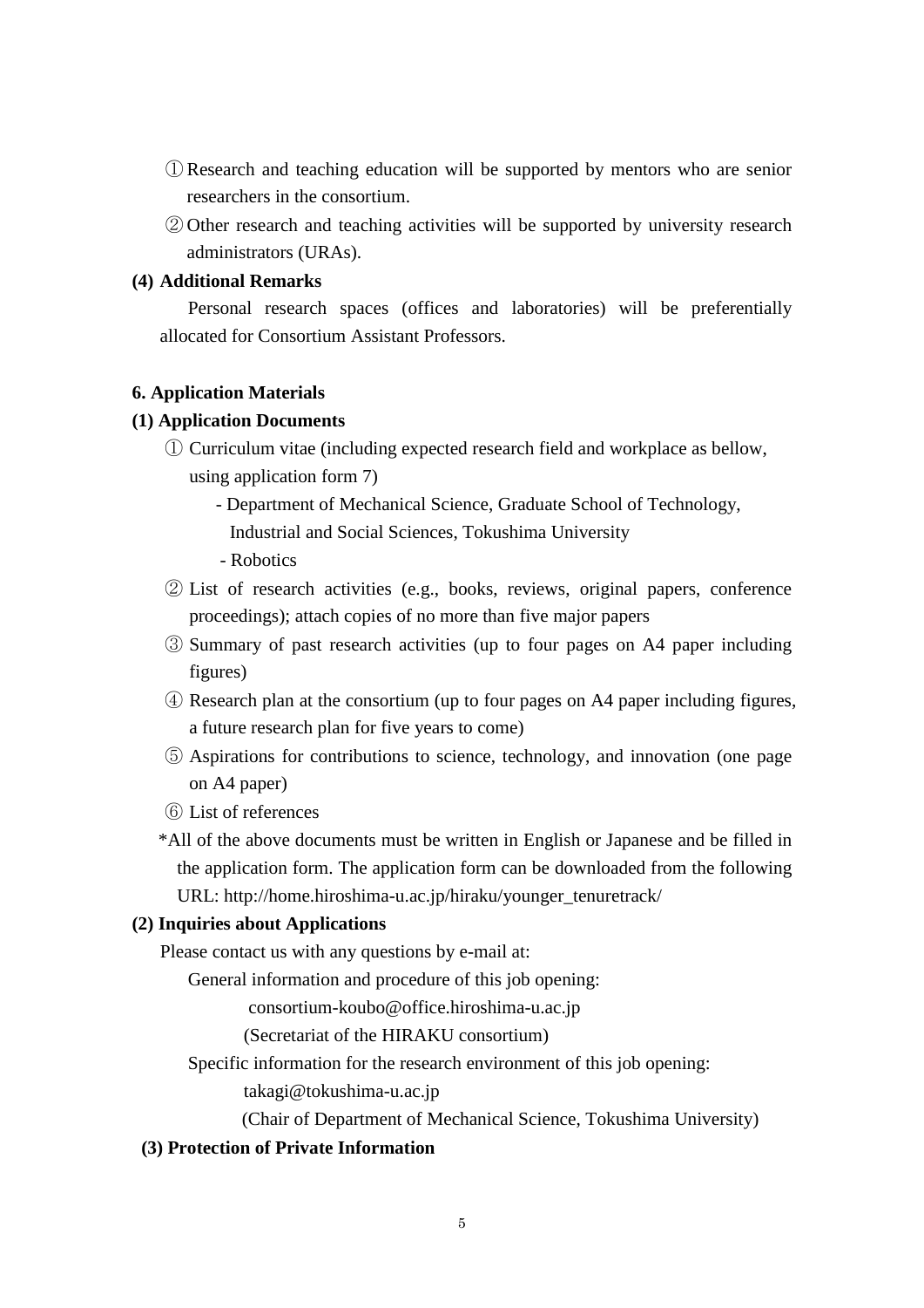① Research and teaching education will be supported by mentors who are senior researchers in the consortium.

② Other research and teaching activities will be supported by university research administrators (URAs).

**(4) Additional Remarks**

Personal research spaces (offices and laboratories) will be preferentially allocated for Consortium Assistant Professors.

**6. Application Materials**

**(1) Application Documents**

① Curriculum vitae (including expected research field and workplace as bellow, using application form 7)

- Department of Mechanical Science, Graduate School of Technology, Industrial and Social Sciences, Tokushima University
- Robotics

② List of research activities (e.g., books, reviews, original papers, conference proceedings); attach copies of no more than five major papers

③ Summary of past research activities (up to four pages on A4 paper including figures)

④ Research plan at the consortium (up to four pages on A4 paper including figures, a future research plan for five years to come)

⑤ Aspirations for contributions to science, technology, and innovation (one page on A4 paper)

⑥ List of references

*All of the above documents must be written in English or Japanese and be filled in the application form. The application form can be downloaded from the following URL: http://home.hiroshima-u.ac.jp/hiraku/younger_tenuretrack/

**(2) Inquiries about Applications**

Please contact us with any questions by e-mail at:

General information and procedure of this job opening:

consortium-koubo@office.hiroshima-u.ac.jp

(Secretariat of the HIRAKU consortium)

Specific information for the research environment of this job opening:

takagi@tokushima-u.ac.jp

(Chair of Department of Mechanical Science, Tokushima University)

**(3) Protection of Private Information**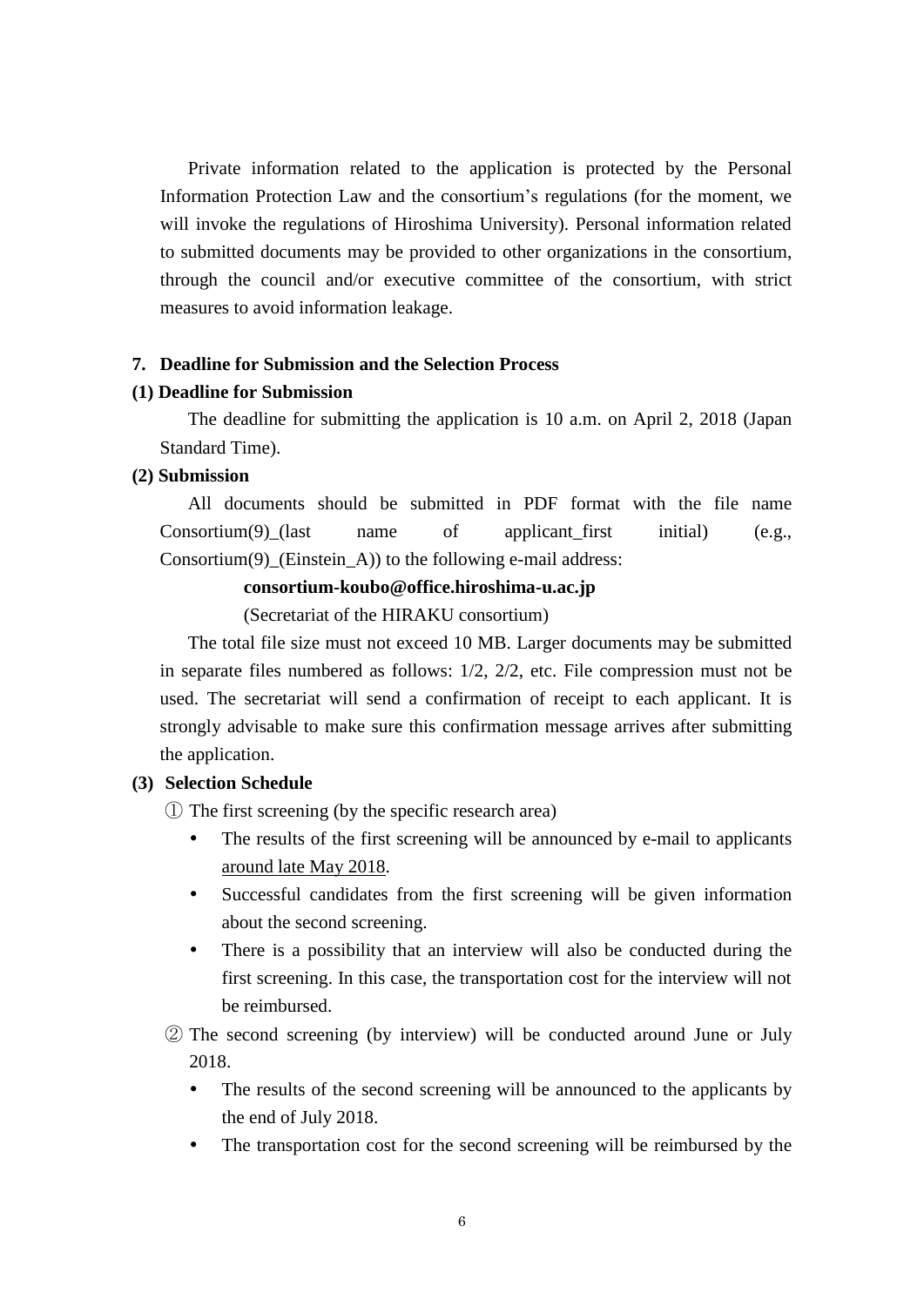Private information related to the application is protected by the Personal Information Protection Law and the consortium's regulations (for the moment, we will invoke the regulations of Hiroshima University). Personal information related to submitted documents may be provided to other organizations in the consortium, through the council and/or executive committee of the consortium, with strict measures to avoid information leakage.

## 7. Deadline for Submission and the Selection Process

### (1) Deadline for Submission

The deadline for submitting the application is 10 a.m. on April 2, 2018 (Japan Standard Time).

### (2) Submission

All documents should be submitted in PDF format with the file name Consortium(9)_(last name of applicant_first initial) (e.g., Consortium(9)_(Einstein_A)) to the following e-mail address:

**consortium-koubo@office.hiroshima-u.ac.jp**

(Secretariat of the HIRAKU consortium)

The total file size must not exceed 10 MB. Larger documents may be submitted in separate files numbered as follows: 1/2, 2/2, etc. File compression must not be used. The secretariat will send a confirmation of receipt to each applicant. It is strongly advisable to make sure this confirmation message arrives after submitting the application.

### (3) Selection Schedule

① The first screening (by the specific research area)

- The results of the first screening will be announced by e-mail to applicants <u>around late May 2018</u>.
- Successful candidates from the first screening will be given information about the second screening.
- There is a possibility that an interview will also be conducted during the first screening. In this case, the transportation cost for the interview will not be reimbursed.

② The second screening (by interview) will be conducted around June or July 2018.

- The results of the second screening will be announced to the applicants by the end of July 2018.
- The transportation cost for the second screening will be reimbursed by the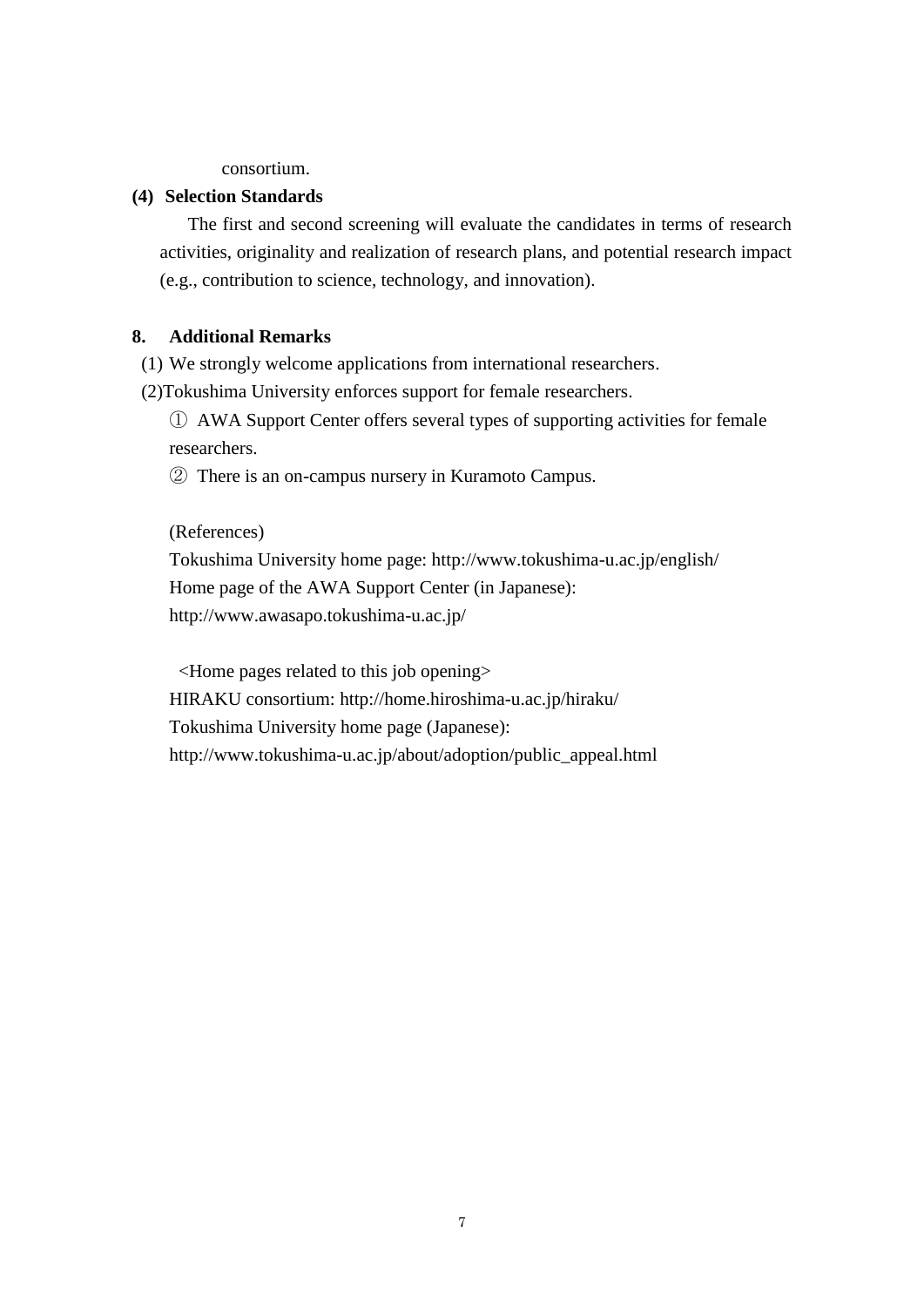consortium.

**(4) Selection Standards**

The first and second screening will evaluate the candidates in terms of research activities, originality and realization of research plans, and potential research impact (e.g., contribution to science, technology, and innovation).

**8. Additional Remarks**

(1) We strongly welcome applications from international researchers.

(2)Tokushima University enforces support for female researchers.

① AWA Support Center offers several types of supporting activities for female researchers.

② There is an on-campus nursery in Kuramoto Campus.

(References)

Tokushima University home page: http://www.tokushima-u.ac.jp/english/

Home page of the AWA Support Center (in Japanese):

http://www.awasapo.tokushima-u.ac.jp/

<Home pages related to this job opening>

HIRAKU consortium: http://home.hiroshima-u.ac.jp/hiraku/

Tokushima University home page (Japanese):

http://www.tokushima-u.ac.jp/about/adoption/public_appeal.html